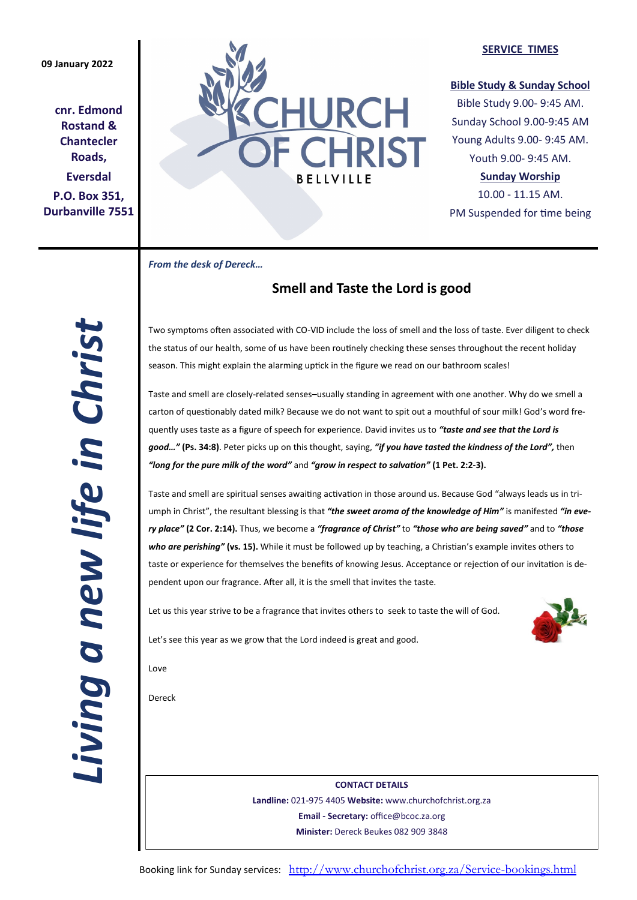09 January 2022

**cnr. Edmond Rostand & Chantecler Roads,**

**Eversdal**

**P.O. Box 351, Durbanville 7551**

CHURCH OF CHRIST BELLVILLE

**SERVICE TIMES**

**Bible Study & Sunday School**

Bible Study 9.00- 9:45 AM.

Sunday School 9.00-9:45 AM

Young Adults 9.00- 9:45 AM.

Youth 9.00- 9:45 AM.

**Sunday Worship**

10.00 - 11.15 AM.

PM Suspended for time being

***Living a new life in Christ***

*From the desk of Dereck…*

## Smell and Taste the Lord is good

Two symptoms often associated with CO-VID include the loss of smell and the loss of taste. Ever diligent to check the status of our health, some of us have been routinely checking these senses throughout the recent holiday season. This might explain the alarming uptick in the figure we read on our bathroom scales!

Taste and smell are closely-related senses–usually standing in agreement with one another. Why do we smell a carton of questionably dated milk? Because we do not want to spit out a mouthful of sour milk! God's word frequently uses taste as a figure of speech for experience. David invites us to ***"taste and see that the Lord is good…"*** **(Ps. 34:8)**. Peter picks up on this thought, saying, ***"if you have tasted the kindness of the Lord",*** then ***"long for the pure milk of the word"*** and ***"grow in respect to salvation"*** **(1 Pet. 2:2-3).**

Taste and smell are spiritual senses awaiting activation in those around us. Because God "always leads us in triumph in Christ", the resultant blessing is that ***"the sweet aroma of the knowledge of Him"*** is manifested ***"in every place"*** **(2 Cor. 2:14).** Thus, we become a ***"fragrance of Christ"*** to ***"those who are being saved"*** and to ***"those who are perishing"*** **(vs. 15).** While it must be followed up by teaching, a Christian's example invites others to taste or experience for themselves the benefits of knowing Jesus. Acceptance or rejection of our invitation is dependent upon our fragrance. After all, it is the smell that invites the taste.

Let us this year strive to be a fragrance that invites others to seek to taste the will of God.

Let's see this year as we grow that the Lord indeed is great and good.

Love

Dereck

**CONTACT DETAILS**

**Landline:** 021-975 4405 **Website:** www.churchofchrist.org.za

**Email - Secretary:** office@bcoc.za.org

**Minister:** Dereck Beukes 082 909 3848

Booking link for Sunday services: http://www.churchofchrist.org.za/Service-bookings.html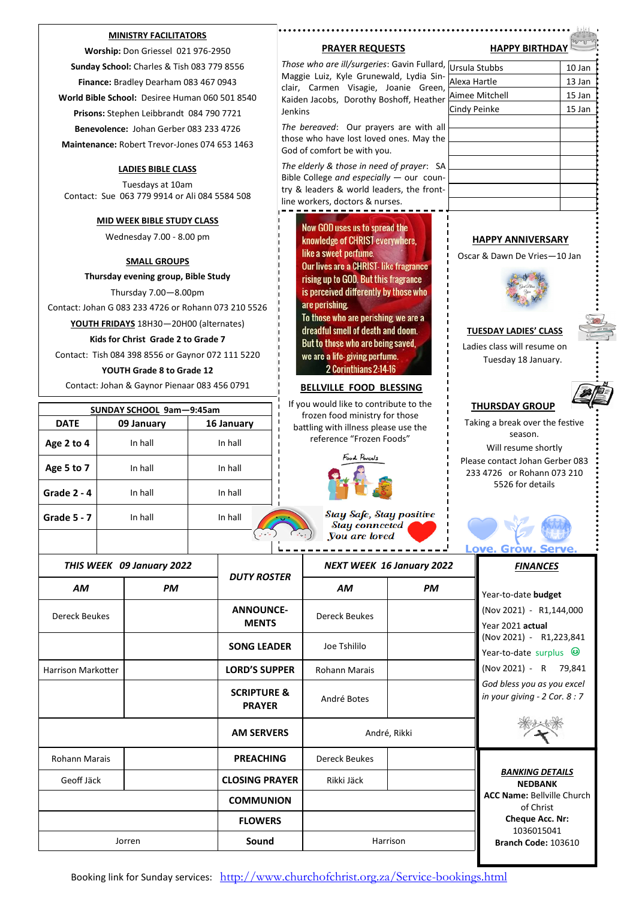## MINISTRY FACILITATORS

**Worship:** Don Griessel 021 976-2950

**Sunday School:** Charles & Tish 083 779 8556

**Finance:** Bradley Dearham 083 467 0943

**World Bible School:** Desiree Human 060 501 8540

**Prisons:** Stephen Leibbrandt 084 790 7721

**Benevolence:** Johan Gerber 083 233 4726

**Maintenance:** Robert Trevor-Jones 074 653 1463

## LADIES BIBLE CLASS

Tuesdays at 10am

Contact: Sue 063 779 9914 or Ali 084 5584 508

## MID WEEK BIBLE STUDY CLASS

Wednesday 7.00 - 8.00 pm

## SMALL GROUPS

**Thursday evening group, Bible Study**

Thursday 7.00—8.00pm

Contact: Johan G 083 233 4726 or Rohann 073 210 5526

**YOUTH FRIDAYS** 18H30—20H00 (alternates)

**Kids for Christ Grade 2 to Grade 7**

Contact: Tish 084 398 8556 or Gaynor 072 111 5220

**YOUTH Grade 8 to Grade 12**

Contact: Johan & Gaynor Pienaar 083 456 0791

| SUNDAY SCHOOL 9am—9:45am | | |
|---|---|---|
| **DATE** | **09 January** | **16 January** |
| **Age 2 to 4** | In hall | In hall |
| **Age 5 to 7** | In hall | In hall |
| **Grade 2 - 4** | In hall | In hall |
| **Grade 5 - 7** | In hall | In hall |
| | | |

## PRAYER REQUESTS

*Those who are ill/surgeries*: Gavin Fullard, Maggie Luiz, Kyle Grunewald, Lydia Sinclair, Carmen Visagie, Joanie Green, Kaiden Jacobs, Dorothy Boshoff, Heather Jenkins

*The bereaved*: Our prayers are with all those who have lost loved ones. May the God of comfort be with you.

*The elderly & those in need of prayer*: SA Bible College *and especially* — our country & leaders & world leaders, the front-line workers, doctors & nurses.

## HAPPY BIRTHDAY

| | |
|---|---|
| Ursula Stubbs | 10 Jan |
| Alexa Hartle | 13 Jan |
| Aimee Mitchell | 15 Jan |
| Cindy Peinke | 15 Jan |

Now GOD uses us to spread the knowledge of CHRIST everywhere, like a sweet perfume. Our lives are a CHRIST- like fragrance rising up to GOD. But this fragrance is perceived differently by those who are perishing. To those who are perishing we are a dreadful smell of death and doom. But to those who are being saved, we are a life- giving perfume.
2 Corinthians 2:14-16

## BELLVILLE FOOD BLESSING

If you would like to contribute to the frozen food ministry for those battling with illness please use the reference "Frozen Foods"

Food Parcels

*Stay Safe, Stay positive*
*Stay connected*
*You are loved*

## HAPPY ANNIVERSARY

Oscar & Dawn De Vries—10 Jan

## TUESDAY LADIES' CLASS

Ladies class will resume on Tuesday 18 January.

## THURSDAY GROUP

Taking a break over the festive season.

Will resume shortly

Please contact Johan Gerber 083 233 4726 or Rohann 073 210 5526 for details

Love. Grow. Serve.

| *THIS WEEK 09 January 2022* | | **DUTY ROSTER** | *NEXT WEEK 16 January 2022* | |
|---|---|---|---|---|
| ***AM*** | ***PM*** | | ***AM*** | ***PM*** |
| Dereck Beukes | | **ANNOUNCE-MENTS** | Dereck Beukes | |
| | | **SONG LEADER** | Joe Tshililo | |
| Harrison Markotter | | **LORD'S SUPPER** | Rohann Marais | |
| | | **SCRIPTURE & PRAYER** | André Botes | |
| | | **AM SERVERS** | André, Rikki | |
| Rohann Marais | | **PREACHING** | Dereck Beukes | |
| Geoff Jäck | | **CLOSING PRAYER** | Rikki Jäck | |
| | | **COMMUNION** | | |
| | | **FLOWERS** | | |
| Jorren | | **Sound** | Harrison | |

## FINANCES

Year-to-date **budget**
(Nov 2021) - R1,144,000

Year 2021 **actual**
(Nov 2021) - R1,223,841

Year-to-date surplus
(Nov 2021) - R 79,841

*God bless you as you excel in your giving - 2 Cor. 8 : 7*

***BANKING DETAILS***

**NEDBANK**

**ACC Name:** Bellville Church of Christ

**Cheque Acc. Nr:** 1036015041

**Branch Code:** 103610

Booking link for Sunday services: http://www.churchofchrist.org.za/Service-bookings.html